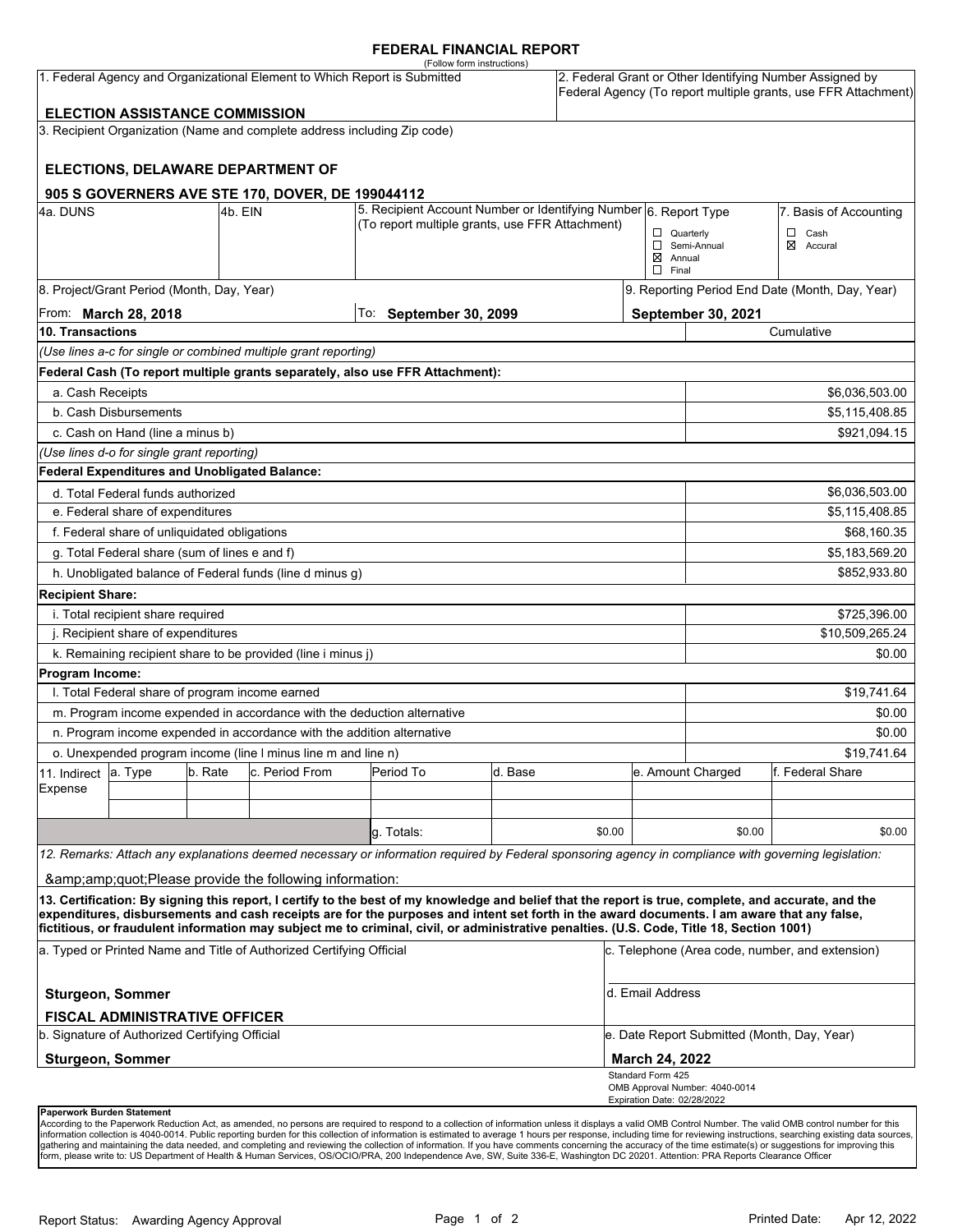# FEDERAL FINANCIAL REPORT

(Follow form instructions)

| 1. Federal Agency and Organizational Element to Which Report is Submitted | 2. Federal Grant or Other Identifying Number Assigned by Federal Agency (To report multiple grants, use FFR Attachment) |
|---|---|
| **ELECTION ASSISTANCE COMMISSION** | |

3. Recipient Organization (Name and complete address including Zip code)

**ELECTIONS, DELAWARE DEPARTMENT OF**

**905 S GOVERNERS AVE STE 170, DOVER, DE 199044112**

| 4a. DUNS | 4b. EIN | 5. Recipient Account Number or Identifying Number (To report multiple grants, use FFR Attachment) | 6. Report Type | 7. Basis of Accounting |
|---|---|---|---|---|
| | | | ☐ Quarterly<br>☐ Semi-Annual<br>☒ Annual<br>☐ Final | ☐ Cash<br>☒ Accural |

| 8. Project/Grant Period (Month, Day, Year) | | 9. Reporting Period End Date (Month, Day, Year) |
|---|---|---|
| From: **March 28, 2018** | To: **September 30, 2099** | **September 30, 2021** |

| **10. Transactions** | Cumulative |
|---|---|
| *(Use lines a-c for single or combined multiple grant reporting)* | |
| **Federal Cash (To report multiple grants separately, also use FFR Attachment):** | |
| a. Cash Receipts | $6,036,503.00 |
| b. Cash Disbursements | $5,115,408.85 |
| c. Cash on Hand (line a minus b) | $921,094.15 |
| *(Use lines d-o for single grant reporting)* | |
| **Federal Expenditures and Unobligated Balance:** | |
| d. Total Federal funds authorized | $6,036,503.00 |
| e. Federal share of expenditures | $5,115,408.85 |
| f. Federal share of unliquidated obligations | $68,160.35 |
| g. Total Federal share (sum of lines e and f) | $5,183,569.20 |
| h. Unobligated balance of Federal funds (line d minus g) | $852,933.80 |
| **Recipient Share:** | |
| i. Total recipient share required | $725,396.00 |
| j. Recipient share of expenditures | $10,509,265.24 |
| k. Remaining recipient share to be provided (line i minus j) | $0.00 |
| **Program Income:** | |
| l. Total Federal share of program income earned | $19,741.64 |
| m. Program income expended in accordance with the deduction alternative | $0.00 |
| n. Program income expended in accordance with the addition alternative | $0.00 |
| o. Unexpended program income (line l minus line m and line n) | $19,741.64 |

| 11. Indirect Expense | a. Type | b. Rate | c. Period From | Period To | d. Base | e. Amount Charged | f. Federal Share |
|---|---|---|---|---|---|---|---|
| | | | | | | | |
| | | | | | | | |
| | | | | g. Totals: | $0.00 | $0.00 | $0.00 |

*12. Remarks: Attach any explanations deemed necessary or information required by Federal sponsoring agency in compliance with governing legislation:*

&amp;amp;quot;Please provide the following information:

**13. Certification: By signing this report, I certify to the best of my knowledge and belief that the report is true, complete, and accurate, and the expenditures, disbursements and cash receipts are for the purposes and intent set forth in the award documents. I am aware that any false, fictitious, or fraudulent information may subject me to criminal, civil, or administrative penalties. (U.S. Code, Title 18, Section 1001)**

| a. Typed or Printed Name and Title of Authorized Certifying Official | c. Telephone (Area code, number, and extension) |
|---|---|
| **Sturgeon, Sommer**<br>**FISCAL ADMINISTRATIVE OFFICER** | d. Email Address |
| b. Signature of Authorized Certifying Official | e. Date Report Submitted (Month, Day, Year) |
| **Sturgeon, Sommer** | **March 24, 2022** |

Standard Form 425
OMB Approval Number: 4040-0014
Expiration Date: 02/28/2022

**Paperwork Burden Statement**
According to the Paperwork Reduction Act, as amended, no persons are required to respond to a collection of information unless it displays a valid OMB Control Number. The valid OMB control number for this information collection is 4040-0014. Public reporting burden for this collection of information is estimated to average 1 hours per response, including time for reviewing instructions, searching existing data sources, gathering and maintaining the data needed, and completing and reviewing the collection of information. If you have comments concerning the accuracy of the time estimate(s) or suggestions for improving this form, please write to: US Department of Health & Human Services, OS/OCIO/PRA, 200 Independence Ave, SW, Suite 336-E, Washington DC 20201. Attention: PRA Reports Clearance Officer

Report Status: Awarding Agency Approval

Printed Date: Apr 12, 2022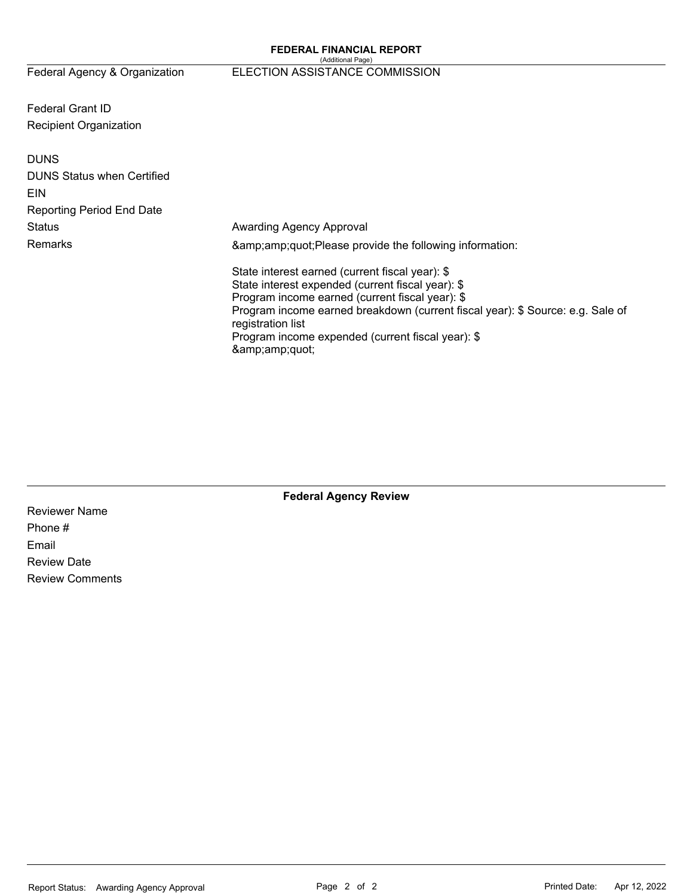**FEDERAL FINANCIAL REPORT**
(Additional Page)

| | |
|---|---|
| Federal Agency & Organization | ELECTION ASSISTANCE COMMISSION |
| Federal Grant ID | |
| Recipient Organization | |
| DUNS | |
| DUNS Status when Certified | |
| EIN | |
| Reporting Period End Date | |
| Status | Awarding Agency Approval |
| Remarks | &amp;amp;quot;Please provide the following information:<br><br>State interest earned (current fiscal year): $<br>State interest expended (current fiscal year): $<br>Program income earned (current fiscal year): $<br>Program income earned breakdown (current fiscal year): $ Source: e.g. Sale of registration list<br>Program income expended (current fiscal year): $<br>&amp;amp;quot; |

**Federal Agency Review**

| | |
|---|---|
| Reviewer Name | |
| Phone # | |
| Email | |
| Review Date | |
| Review Comments | |

Report Status: Awarding Agency Approval

Printed Date: Apr 12, 2022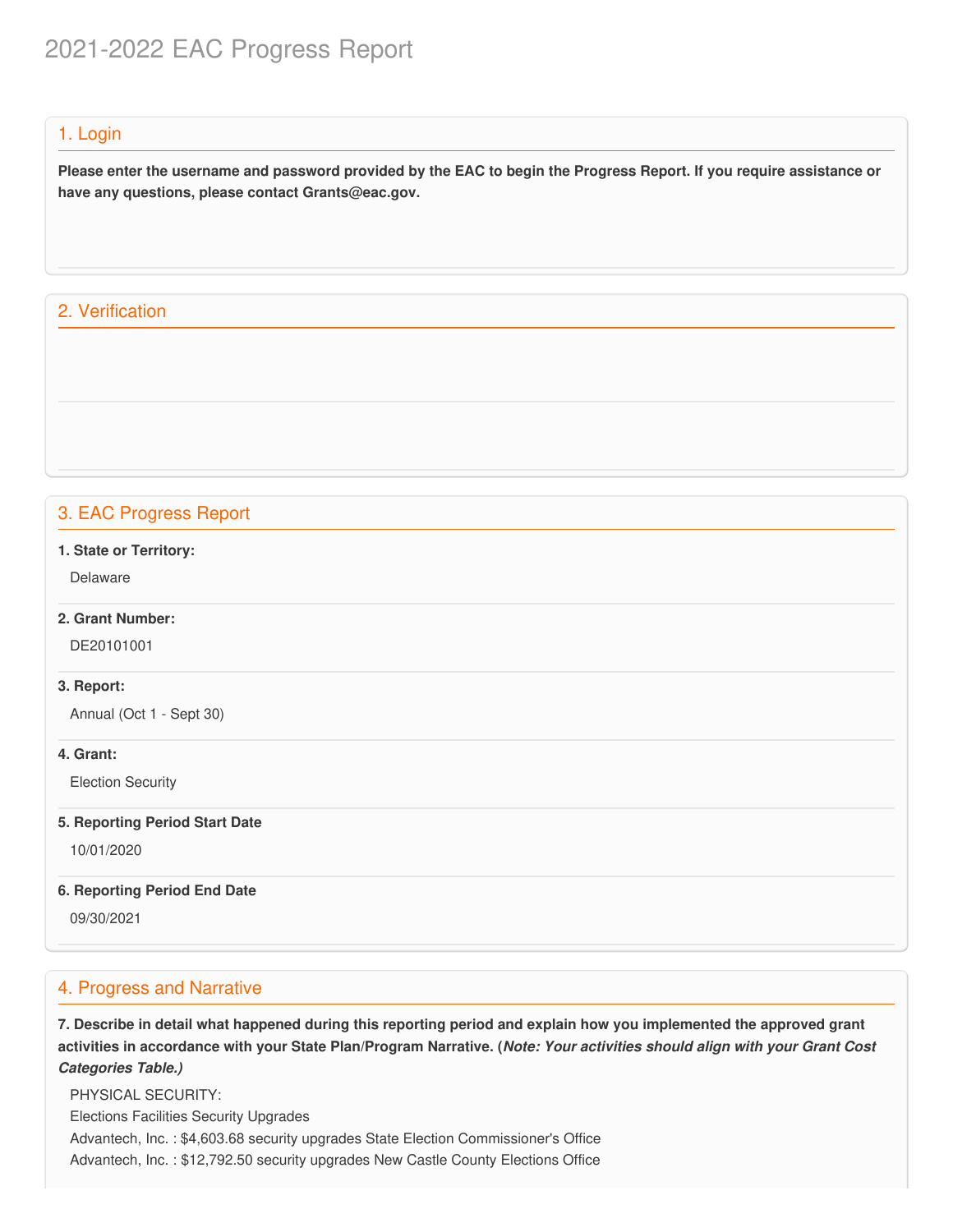# 2021-2022 EAC Progress Report

## 1. Login

**Please enter the username and password provided by the EAC to begin the Progress Report. If you require assistance or have any questions, please contact Grants@eac.gov.**

## 2. Verification

## 3. EAC Progress Report

**1. State or Territory:**

Delaware

**2. Grant Number:**

DE20101001

**3. Report:**

Annual (Oct 1 - Sept 30)

**4. Grant:**

Election Security

**5. Reporting Period Start Date**

10/01/2020

**6. Reporting Period End Date**

09/30/2021

## 4. Progress and Narrative

**7. Describe in detail what happened during this reporting period and explain how you implemented the approved grant activities in accordance with your State Plan/Program Narrative. (*Note: Your activities should align with your Grant Cost Categories Table.)***

PHYSICAL SECURITY:
Elections Facilities Security Upgrades
Advantech, Inc. : $4,603.68 security upgrades State Election Commissioner's Office
Advantech, Inc. : $12,792.50 security upgrades New Castle County Elections Office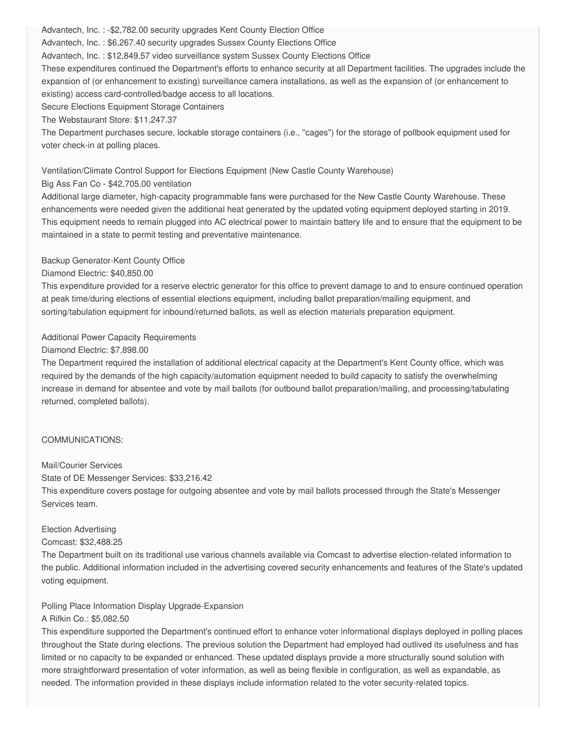Advantech, Inc. : -$2,782.00 security upgrades Kent County Election Office

Advantech, Inc. : $6,267.40 security upgrades Sussex County Elections Office

Advantech, Inc. : $12,849.57 video surveillance system Sussex County Elections Office

These expenditures continued the Department's efforts to enhance security at all Department facilities. The upgrades include the expansion of (or enhancement to existing) surveillance camera installations, as well as the expansion of (or enhancement to existing) access card-controlled/badge access to all locations.

Secure Elections Equipment Storage Containers

The Webstaurant Store: $11,247.37

The Department purchases secure, lockable storage containers (i.e., "cages") for the storage of pollbook equipment used for voter check-in at polling places.

Ventilation/Climate Control Support for Elections Equipment (New Castle County Warehouse)

Big Ass Fan Co - $42,705.00 ventilation

Additional large diameter, high-capacity programmable fans were purchased for the New Castle County Warehouse. These enhancements were needed given the additional heat generated by the updated voting equipment deployed starting in 2019. This equipment needs to remain plugged into AC electrical power to maintain battery life and to ensure that the equipment to be maintained in a state to permit testing and preventative maintenance.

Backup Generator-Kent County Office

Diamond Electric: $40,850.00

This expenditure provided for a reserve electric generator for this office to prevent damage to and to ensure continued operation at peak time/during elections of essential elections equipment, including ballot preparation/mailing equipment, and sorting/tabulation equipment for inbound/returned ballots, as well as election materials preparation equipment.

Additional Power Capacity Requirements

Diamond Electric: $7,898.00

The Department required the installation of additional electrical capacity at the Department's Kent County office, which was required by the demands of the high capacity/automation equipment needed to build capacity to satisfy the overwhelming increase in demand for absentee and vote by mail ballots (for outbound ballot preparation/mailing, and processing/tabulating returned, completed ballots).

COMMUNICATIONS:

Mail/Courier Services

State of DE Messenger Services: $33,216.42

This expenditure covers postage for outgoing absentee and vote by mail ballots processed through the State's Messenger Services team.

Election Advertising

Comcast: $32,488.25

The Department built on its traditional use various channels available via Comcast to advertise election-related information to the public. Additional information included in the advertising covered security enhancements and features of the State's updated voting equipment.

Polling Place Information Display Upgrade-Expansion

A Rifkin Co.: $5,082.50

This expenditure supported the Department's continued effort to enhance voter informational displays deployed in polling places throughout the State during elections. The previous solution the Department had employed had outlived its usefulness and has limited or no capacity to be expanded or enhanced. These updated displays provide a more structurally sound solution with more straightforward presentation of voter information, as well as being flexible in configuration, as well as expandable, as needed. The information provided in these displays include information related to the voter security-related topics.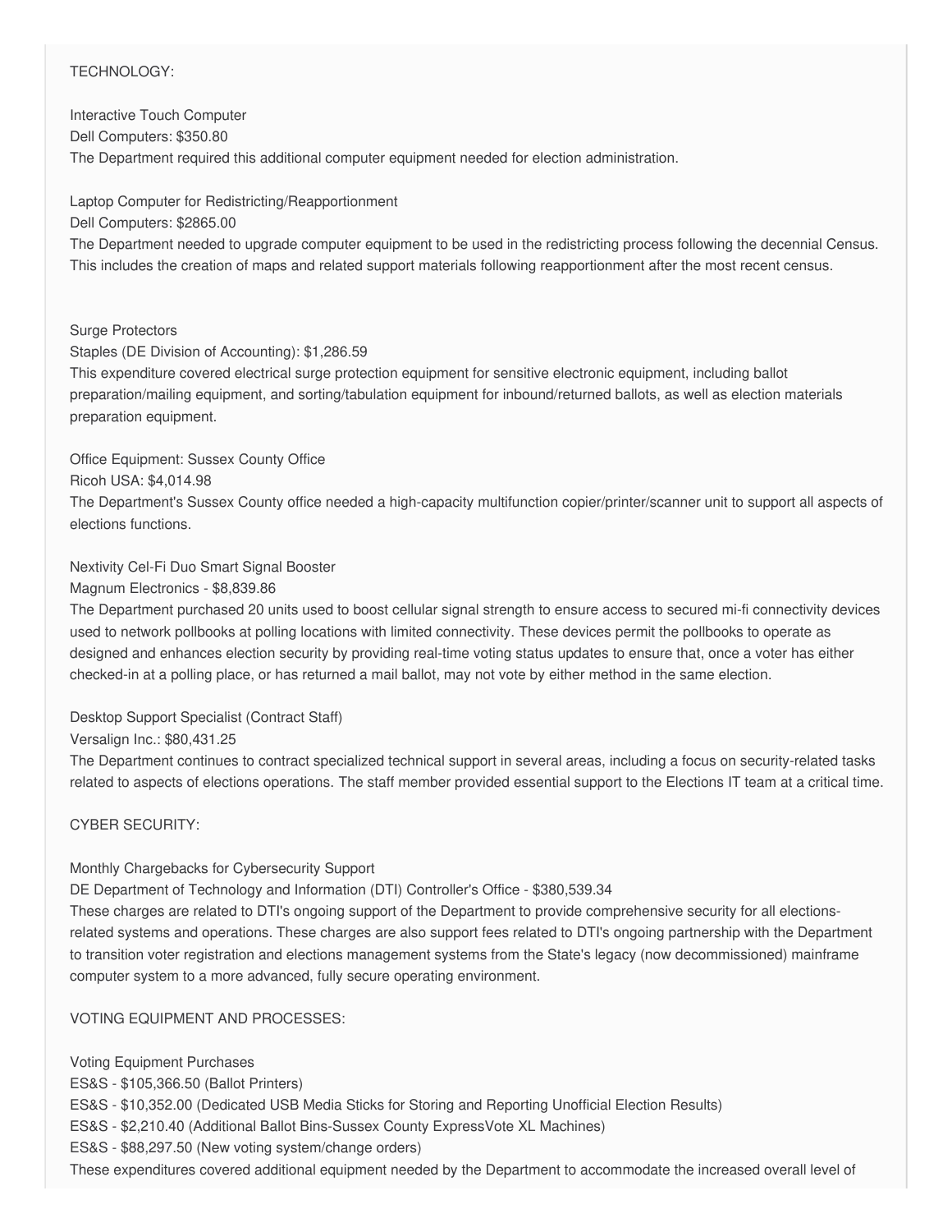TECHNOLOGY:

Interactive Touch Computer
Dell Computers: $350.80
The Department required this additional computer equipment needed for election administration.

Laptop Computer for Redistricting/Reapportionment
Dell Computers: $2865.00
The Department needed to upgrade computer equipment to be used in the redistricting process following the decennial Census. This includes the creation of maps and related support materials following reapportionment after the most recent census.

Surge Protectors
Staples (DE Division of Accounting): $1,286.59
This expenditure covered electrical surge protection equipment for sensitive electronic equipment, including ballot preparation/mailing equipment, and sorting/tabulation equipment for inbound/returned ballots, as well as election materials preparation equipment.

Office Equipment: Sussex County Office
Ricoh USA: $4,014.98
The Department's Sussex County office needed a high-capacity multifunction copier/printer/scanner unit to support all aspects of elections functions.

Nextivity Cel-Fi Duo Smart Signal Booster
Magnum Electronics - $8,839.86
The Department purchased 20 units used to boost cellular signal strength to ensure access to secured mi-fi connectivity devices used to network pollbooks at polling locations with limited connectivity. These devices permit the pollbooks to operate as designed and enhances election security by providing real-time voting status updates to ensure that, once a voter has either checked-in at a polling place, or has returned a mail ballot, may not vote by either method in the same election.

Desktop Support Specialist (Contract Staff)
Versalign Inc.: $80,431.25
The Department continues to contract specialized technical support in several areas, including a focus on security-related tasks related to aspects of elections operations. The staff member provided essential support to the Elections IT team at a critical time.

CYBER SECURITY:

Monthly Chargebacks for Cybersecurity Support
DE Department of Technology and Information (DTI) Controller's Office - $380,539.34
These charges are related to DTI's ongoing support of the Department to provide comprehensive security for all elections-related systems and operations. These charges are also support fees related to DTI's ongoing partnership with the Department to transition voter registration and elections management systems from the State's legacy (now decommissioned) mainframe computer system to a more advanced, fully secure operating environment.

VOTING EQUIPMENT AND PROCESSES:

Voting Equipment Purchases
ES&S - $105,366.50 (Ballot Printers)
ES&S - $10,352.00 (Dedicated USB Media Sticks for Storing and Reporting Unofficial Election Results)
ES&S - $2,210.40 (Additional Ballot Bins-Sussex County ExpressVote XL Machines)
ES&S - $88,297.50 (New voting system/change orders)
These expenditures covered additional equipment needed by the Department to accommodate the increased overall level of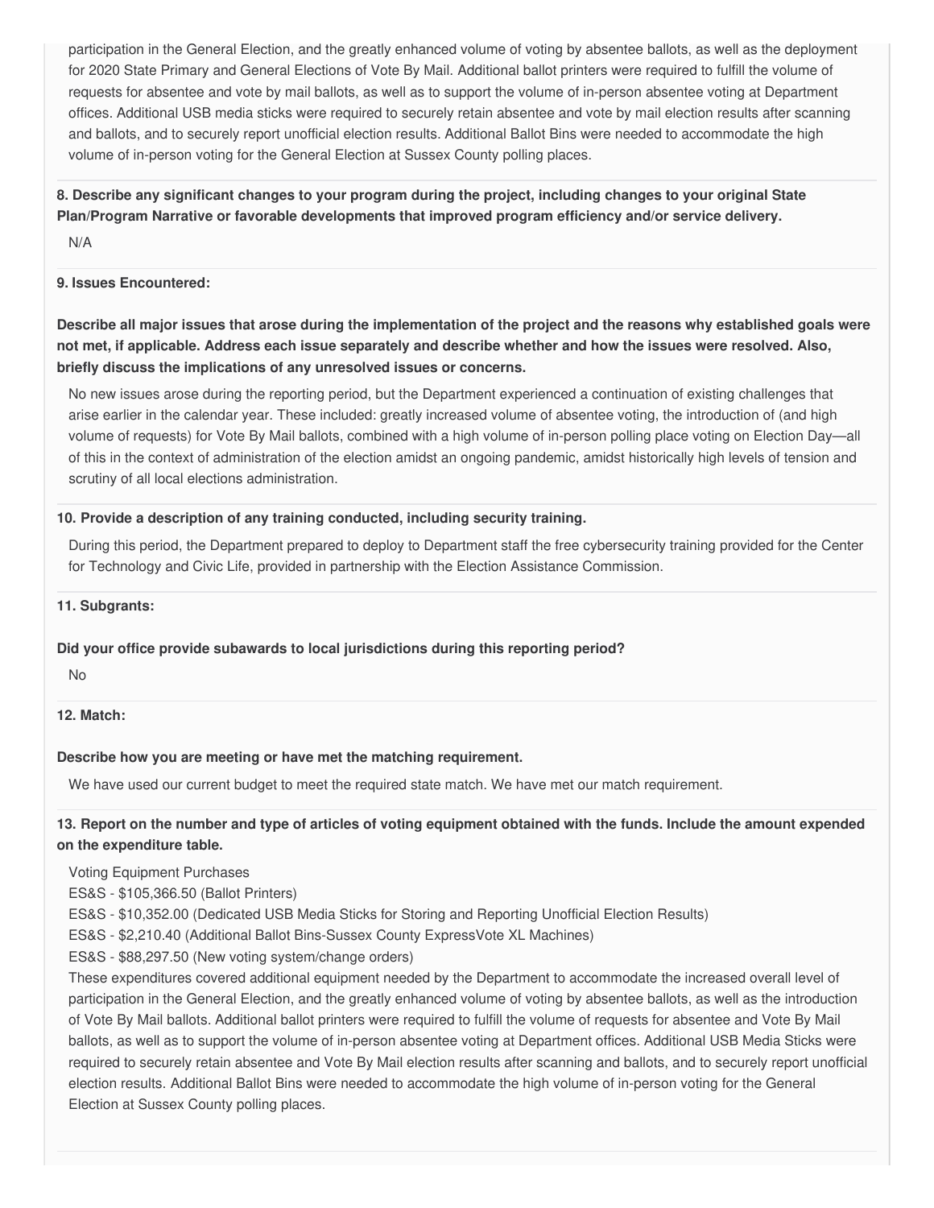participation in the General Election, and the greatly enhanced volume of voting by absentee ballots, as well as the deployment for 2020 State Primary and General Elections of Vote By Mail. Additional ballot printers were required to fulfill the volume of requests for absentee and vote by mail ballots, as well as to support the volume of in-person absentee voting at Department offices. Additional USB media sticks were required to securely retain absentee and vote by mail election results after scanning and ballots, and to securely report unofficial election results. Additional Ballot Bins were needed to accommodate the high volume of in-person voting for the General Election at Sussex County polling places.

**8. Describe any significant changes to your program during the project, including changes to your original State Plan/Program Narrative or favorable developments that improved program efficiency and/or service delivery.**

N/A

**9. Issues Encountered:**

**Describe all major issues that arose during the implementation of the project and the reasons why established goals were not met, if applicable. Address each issue separately and describe whether and how the issues were resolved. Also, briefly discuss the implications of any unresolved issues or concerns.**

No new issues arose during the reporting period, but the Department experienced a continuation of existing challenges that arise earlier in the calendar year. These included: greatly increased volume of absentee voting, the introduction of (and high volume of requests) for Vote By Mail ballots, combined with a high volume of in-person polling place voting on Election Day—all of this in the context of administration of the election amidst an ongoing pandemic, amidst historically high levels of tension and scrutiny of all local elections administration.

**10. Provide a description of any training conducted, including security training.**

During this period, the Department prepared to deploy to Department staff the free cybersecurity training provided for the Center for Technology and Civic Life, provided in partnership with the Election Assistance Commission.

**11. Subgrants:**

**Did your office provide subawards to local jurisdictions during this reporting period?**

No

**12. Match:**

**Describe how you are meeting or have met the matching requirement.**

We have used our current budget to meet the required state match. We have met our match requirement.

**13. Report on the number and type of articles of voting equipment obtained with the funds. Include the amount expended on the expenditure table.**

Voting Equipment Purchases
ES&S - $105,366.50 (Ballot Printers)
ES&S - $10,352.00 (Dedicated USB Media Sticks for Storing and Reporting Unofficial Election Results)
ES&S - $2,210.40 (Additional Ballot Bins-Sussex County ExpressVote XL Machines)
ES&S - $88,297.50 (New voting system/change orders)
These expenditures covered additional equipment needed by the Department to accommodate the increased overall level of participation in the General Election, and the greatly enhanced volume of voting by absentee ballots, as well as the introduction of Vote By Mail ballots. Additional ballot printers were required to fulfill the volume of requests for absentee and Vote By Mail ballots, as well as to support the volume of in-person absentee voting at Department offices. Additional USB Media Sticks were required to securely retain absentee and Vote By Mail election results after scanning and ballots, and to securely report unofficial election results. Additional Ballot Bins were needed to accommodate the high volume of in-person voting for the General Election at Sussex County polling places.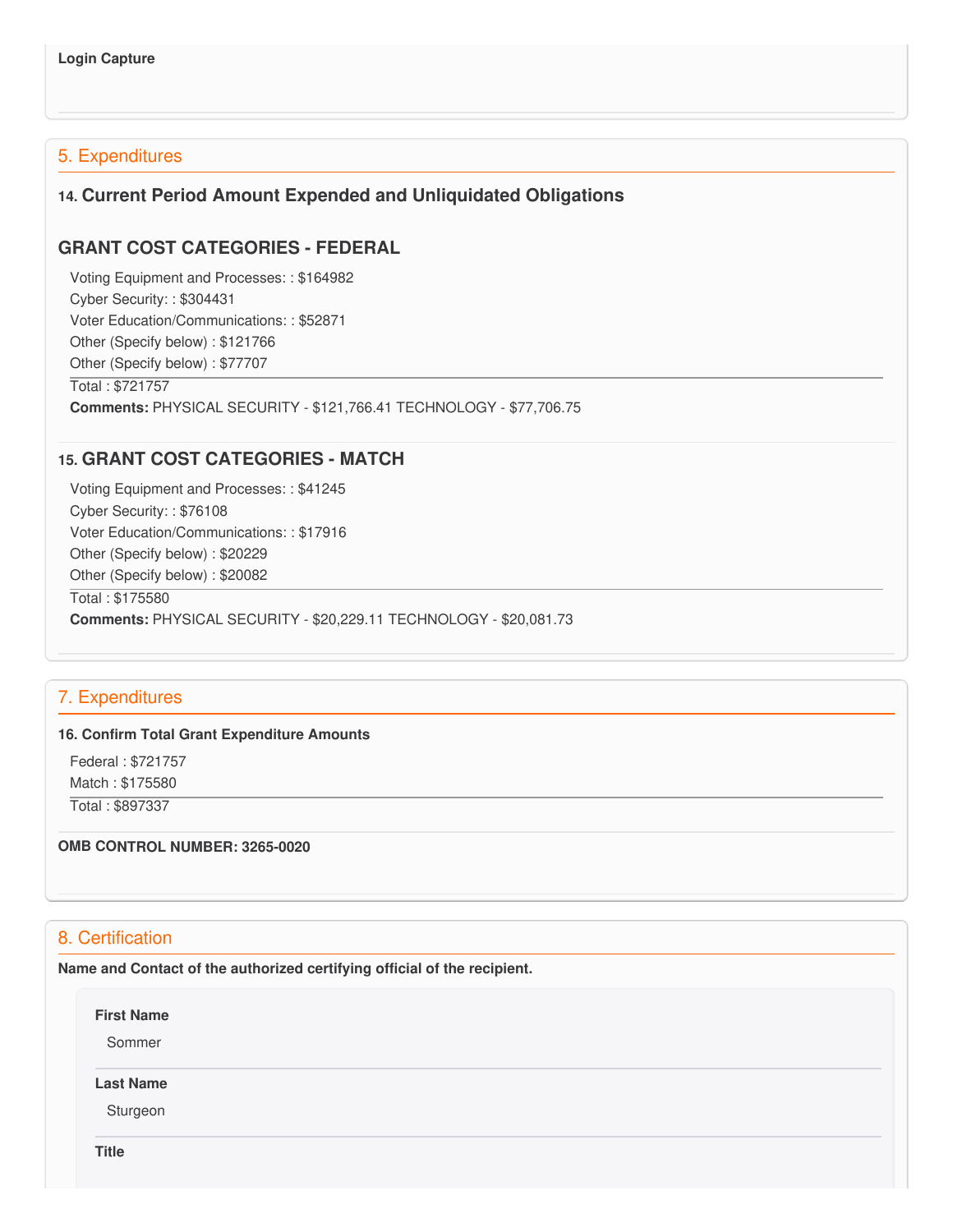**Login Capture**

## 5. Expenditures

### 14. Current Period Amount Expended and Unliquidated Obligations

### GRANT COST CATEGORIES - FEDERAL

Voting Equipment and Processes: : $164982
Cyber Security: : $304431
Voter Education/Communications: : $52871
Other (Specify below) : $121766
Other (Specify below) : $77707

Total : $721757

**Comments:** PHYSICAL SECURITY - $121,766.41 TECHNOLOGY - $77,706.75

### 15. GRANT COST CATEGORIES - MATCH

Voting Equipment and Processes: : $41245
Cyber Security: : $76108
Voter Education/Communications: : $17916
Other (Specify below) : $20229
Other (Specify below) : $20082

Total : $175580

**Comments:** PHYSICAL SECURITY - $20,229.11 TECHNOLOGY - $20,081.73

## 7. Expenditures

**16. Confirm Total Grant Expenditure Amounts**

Federal : $721757
Match : $175580

Total : $897337

**OMB CONTROL NUMBER: 3265-0020**

## 8. Certification

**Name and Contact of the authorized certifying official of the recipient.**

**First Name**

Sommer

**Last Name**

Sturgeon

**Title**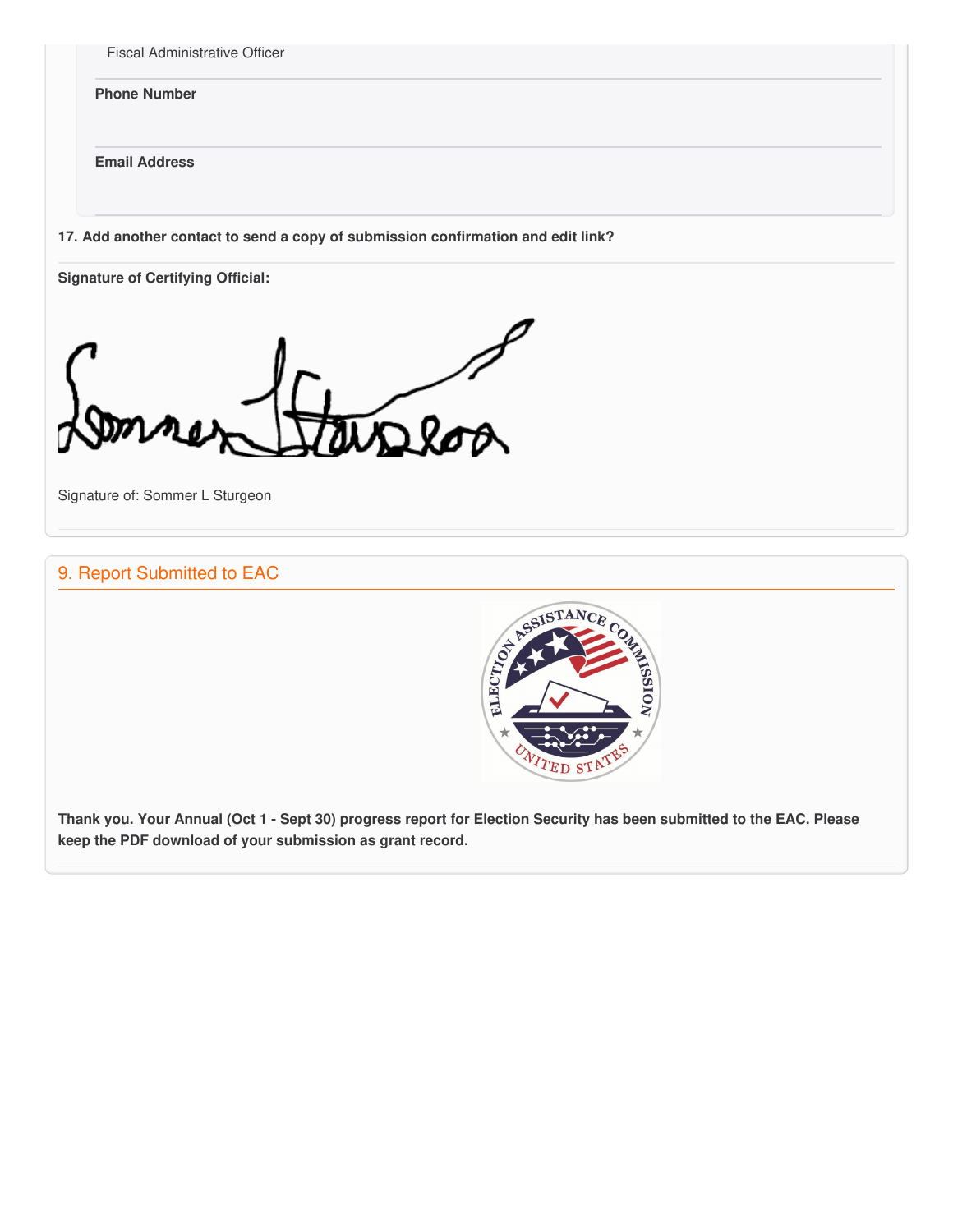Fiscal Administrative Officer

**Phone Number**

**Email Address**

**17. Add another contact to send a copy of submission confirmation and edit link?**

**Signature of Certifying Official:**

Signature of: Sommer L Sturgeon

## 9. Report Submitted to EAC

**Thank you. Your Annual (Oct 1 - Sept 30) progress report for Election Security has been submitted to the EAC. Please keep the PDF download of your submission as grant record.**